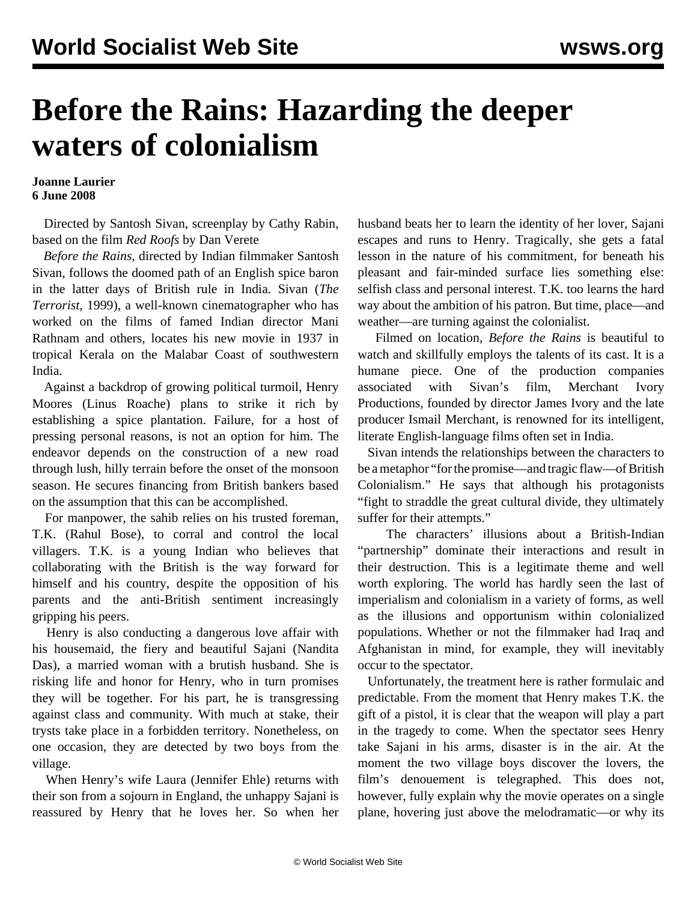# Before the Rains: Hazarding the deeper waters of colonialism

**Joanne Laurier**
**6 June 2008**

Directed by Santosh Sivan, screenplay by Cathy Rabin, based on the film *Red Roofs* by Dan Verete

*Before the Rains*, directed by Indian filmmaker Santosh Sivan, follows the doomed path of an English spice baron in the latter days of British rule in India. Sivan (*The Terrorist*, 1999), a well-known cinematographer who has worked on the films of famed Indian director Mani Rathnam and others, locates his new movie in 1937 in tropical Kerala on the Malabar Coast of southwestern India.

Against a backdrop of growing political turmoil, Henry Moores (Linus Roache) plans to strike it rich by establishing a spice plantation. Failure, for a host of pressing personal reasons, is not an option for him. The endeavor depends on the construction of a new road through lush, hilly terrain before the onset of the monsoon season. He secures financing from British bankers based on the assumption that this can be accomplished.

For manpower, the sahib relies on his trusted foreman, T.K. (Rahul Bose), to corral and control the local villagers. T.K. is a young Indian who believes that collaborating with the British is the way forward for himself and his country, despite the opposition of his parents and the anti-British sentiment increasingly gripping his peers.

Henry is also conducting a dangerous love affair with his housemaid, the fiery and beautiful Sajani (Nandita Das), a married woman with a brutish husband. She is risking life and honor for Henry, who in turn promises they will be together. For his part, he is transgressing against class and community. With much at stake, their trysts take place in a forbidden territory. Nonetheless, on one occasion, they are detected by two boys from the village.

When Henry's wife Laura (Jennifer Ehle) returns with their son from a sojourn in England, the unhappy Sajani is reassured by Henry that he loves her. So when her husband beats her to learn the identity of her lover, Sajani escapes and runs to Henry. Tragically, she gets a fatal lesson in the nature of his commitment, for beneath his pleasant and fair-minded surface lies something else: selfish class and personal interest. T.K. too learns the hard way about the ambition of his patron. But time, place—and weather—are turning against the colonialist.

Filmed on location, *Before the Rains* is beautiful to watch and skillfully employs the talents of its cast. It is a humane piece. One of the production companies associated with Sivan's film, Merchant Ivory Productions, founded by director James Ivory and the late producer Ismail Merchant, is renowned for its intelligent, literate English-language films often set in India.

Sivan intends the relationships between the characters to be a metaphor "for the promise—and tragic flaw—of British Colonialism." He says that although his protagonists "fight to straddle the great cultural divide, they ultimately suffer for their attempts."

The characters' illusions about a British-Indian "partnership" dominate their interactions and result in their destruction. This is a legitimate theme and well worth exploring. The world has hardly seen the last of imperialism and colonialism in a variety of forms, as well as the illusions and opportunism within colonialized populations. Whether or not the filmmaker had Iraq and Afghanistan in mind, for example, they will inevitably occur to the spectator.

Unfortunately, the treatment here is rather formulaic and predictable. From the moment that Henry makes T.K. the gift of a pistol, it is clear that the weapon will play a part in the tragedy to come. When the spectator sees Henry take Sajani in his arms, disaster is in the air. At the moment the two village boys discover the lovers, the film's denouement is telegraphed. This does not, however, fully explain why the movie operates on a single plane, hovering just above the melodramatic—or why its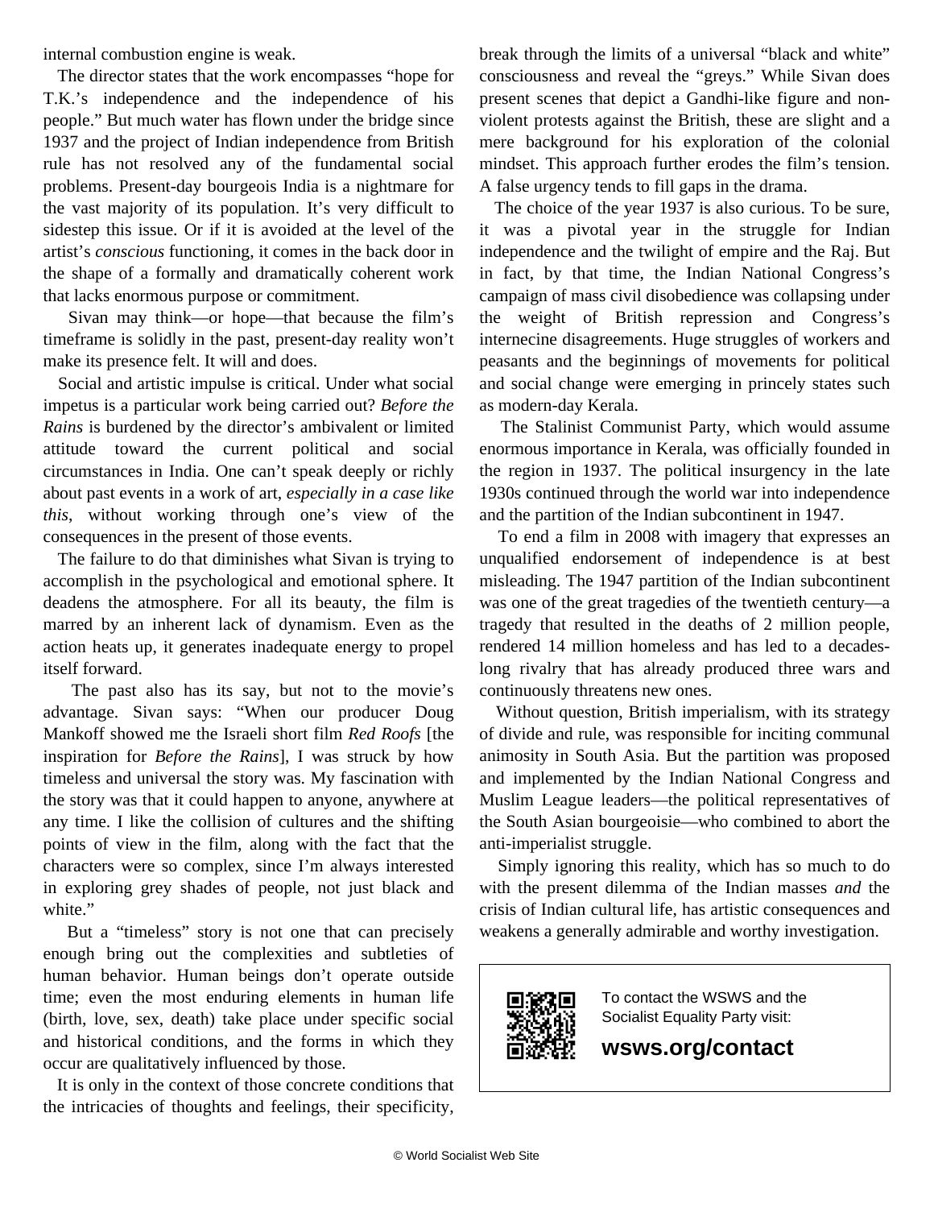internal combustion engine is weak.

The director states that the work encompasses “hope for T.K.’s independence and the independence of his people.” But much water has flown under the bridge since 1937 and the project of Indian independence from British rule has not resolved any of the fundamental social problems. Present-day bourgeois India is a nightmare for the vast majority of its population. It’s very difficult to sidestep this issue. Or if it is avoided at the level of the artist’s *conscious* functioning, it comes in the back door in the shape of a formally and dramatically coherent work that lacks enormous purpose or commitment.

Sivan may think—or hope—that because the film’s timeframe is solidly in the past, present-day reality won’t make its presence felt. It will and does.

Social and artistic impulse is critical. Under what social impetus is a particular work being carried out? *Before the Rains* is burdened by the director’s ambivalent or limited attitude toward the current political and social circumstances in India. One can’t speak deeply or richly about past events in a work of art, *especially in a case like this*, without working through one’s view of the consequences in the present of those events.

The failure to do that diminishes what Sivan is trying to accomplish in the psychological and emotional sphere. It deadens the atmosphere. For all its beauty, the film is marred by an inherent lack of dynamism. Even as the action heats up, it generates inadequate energy to propel itself forward.

The past also has its say, but not to the movie’s advantage. Sivan says: “When our producer Doug Mankoff showed me the Israeli short film *Red Roofs* [the inspiration for *Before the Rains*], I was struck by how timeless and universal the story was. My fascination with the story was that it could happen to anyone, anywhere at any time. I like the collision of cultures and the shifting points of view in the film, along with the fact that the characters were so complex, since I’m always interested in exploring grey shades of people, not just black and white.”

But a “timeless” story is not one that can precisely enough bring out the complexities and subtleties of human behavior. Human beings don’t operate outside time; even the most enduring elements in human life (birth, love, sex, death) take place under specific social and historical conditions, and the forms in which they occur are qualitatively influenced by those.

It is only in the context of those concrete conditions that the intricacies of thoughts and feelings, their specificity, break through the limits of a universal “black and white” consciousness and reveal the “greys.” While Sivan does present scenes that depict a Gandhi-like figure and non-violent protests against the British, these are slight and a mere background for his exploration of the colonial mindset. This approach further erodes the film’s tension. A false urgency tends to fill gaps in the drama.

The choice of the year 1937 is also curious. To be sure, it was a pivotal year in the struggle for Indian independence and the twilight of empire and the Raj. But in fact, by that time, the Indian National Congress’s campaign of mass civil disobedience was collapsing under the weight of British repression and Congress’s internecine disagreements. Huge struggles of workers and peasants and the beginnings of movements for political and social change were emerging in princely states such as modern-day Kerala.

The Stalinist Communist Party, which would assume enormous importance in Kerala, was officially founded in the region in 1937. The political insurgency in the late 1930s continued through the world war into independence and the partition of the Indian subcontinent in 1947.

To end a film in 2008 with imagery that expresses an unqualified endorsement of independence is at best misleading. The 1947 partition of the Indian subcontinent was one of the great tragedies of the twentieth century—a tragedy that resulted in the deaths of 2 million people, rendered 14 million homeless and has led to a decades-long rivalry that has already produced three wars and continuously threatens new ones.

Without question, British imperialism, with its strategy of divide and rule, was responsible for inciting communal animosity in South Asia. But the partition was proposed and implemented by the Indian National Congress and Muslim League leaders—the political representatives of the South Asian bourgeoisie—who combined to abort the anti-imperialist struggle.

Simply ignoring this reality, which has so much to do with the present dilemma of the Indian masses *and* the crisis of Indian cultural life, has artistic consequences and weakens a generally admirable and worthy investigation.

To contact the WSWS and the Socialist Equality Party visit:

**wsws.org/contact**